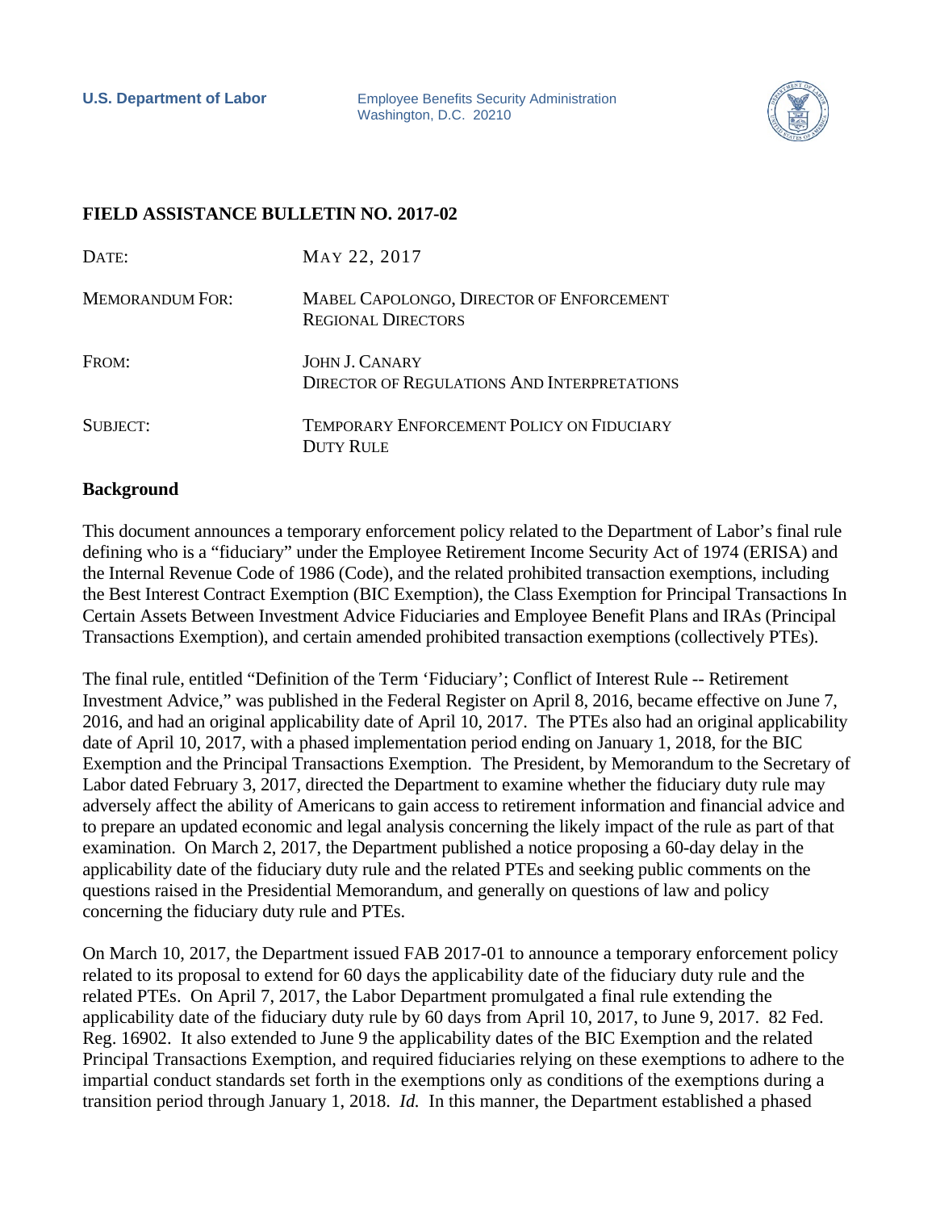**U.S. Department of Labor**

Employee Benefits Security Administration
Washington, D.C. 20210

## FIELD ASSISTANCE BULLETIN NO. 2017-02

| | |
|---|---|
| DATE: | MAY 22, 2017 |
| MEMORANDUM FOR: | MABEL CAPOLONGO, DIRECTOR OF ENFORCEMENT<br>REGIONAL DIRECTORS |
| FROM: | JOHN J. CANARY<br>DIRECTOR OF REGULATIONS AND INTERPRETATIONS |
| SUBJECT: | TEMPORARY ENFORCEMENT POLICY ON FIDUCIARY DUTY RULE |

### Background

This document announces a temporary enforcement policy related to the Department of Labor's final rule defining who is a "fiduciary" under the Employee Retirement Income Security Act of 1974 (ERISA) and the Internal Revenue Code of 1986 (Code), and the related prohibited transaction exemptions, including the Best Interest Contract Exemption (BIC Exemption), the Class Exemption for Principal Transactions In Certain Assets Between Investment Advice Fiduciaries and Employee Benefit Plans and IRAs (Principal Transactions Exemption), and certain amended prohibited transaction exemptions (collectively PTEs).

The final rule, entitled "Definition of the Term 'Fiduciary'; Conflict of Interest Rule -- Retirement Investment Advice," was published in the Federal Register on April 8, 2016, became effective on June 7, 2016, and had an original applicability date of April 10, 2017. The PTEs also had an original applicability date of April 10, 2017, with a phased implementation period ending on January 1, 2018, for the BIC Exemption and the Principal Transactions Exemption. The President, by Memorandum to the Secretary of Labor dated February 3, 2017, directed the Department to examine whether the fiduciary duty rule may adversely affect the ability of Americans to gain access to retirement information and financial advice and to prepare an updated economic and legal analysis concerning the likely impact of the rule as part of that examination. On March 2, 2017, the Department published a notice proposing a 60-day delay in the applicability date of the fiduciary duty rule and the related PTEs and seeking public comments on the questions raised in the Presidential Memorandum, and generally on questions of law and policy concerning the fiduciary duty rule and PTEs.

On March 10, 2017, the Department issued FAB 2017-01 to announce a temporary enforcement policy related to its proposal to extend for 60 days the applicability date of the fiduciary duty rule and the related PTEs. On April 7, 2017, the Labor Department promulgated a final rule extending the applicability date of the fiduciary duty rule by 60 days from April 10, 2017, to June 9, 2017. 82 Fed. Reg. 16902. It also extended to June 9 the applicability dates of the BIC Exemption and the related Principal Transactions Exemption, and required fiduciaries relying on these exemptions to adhere to the impartial conduct standards set forth in the exemptions only as conditions of the exemptions during a transition period through January 1, 2018. *Id.* In this manner, the Department established a phased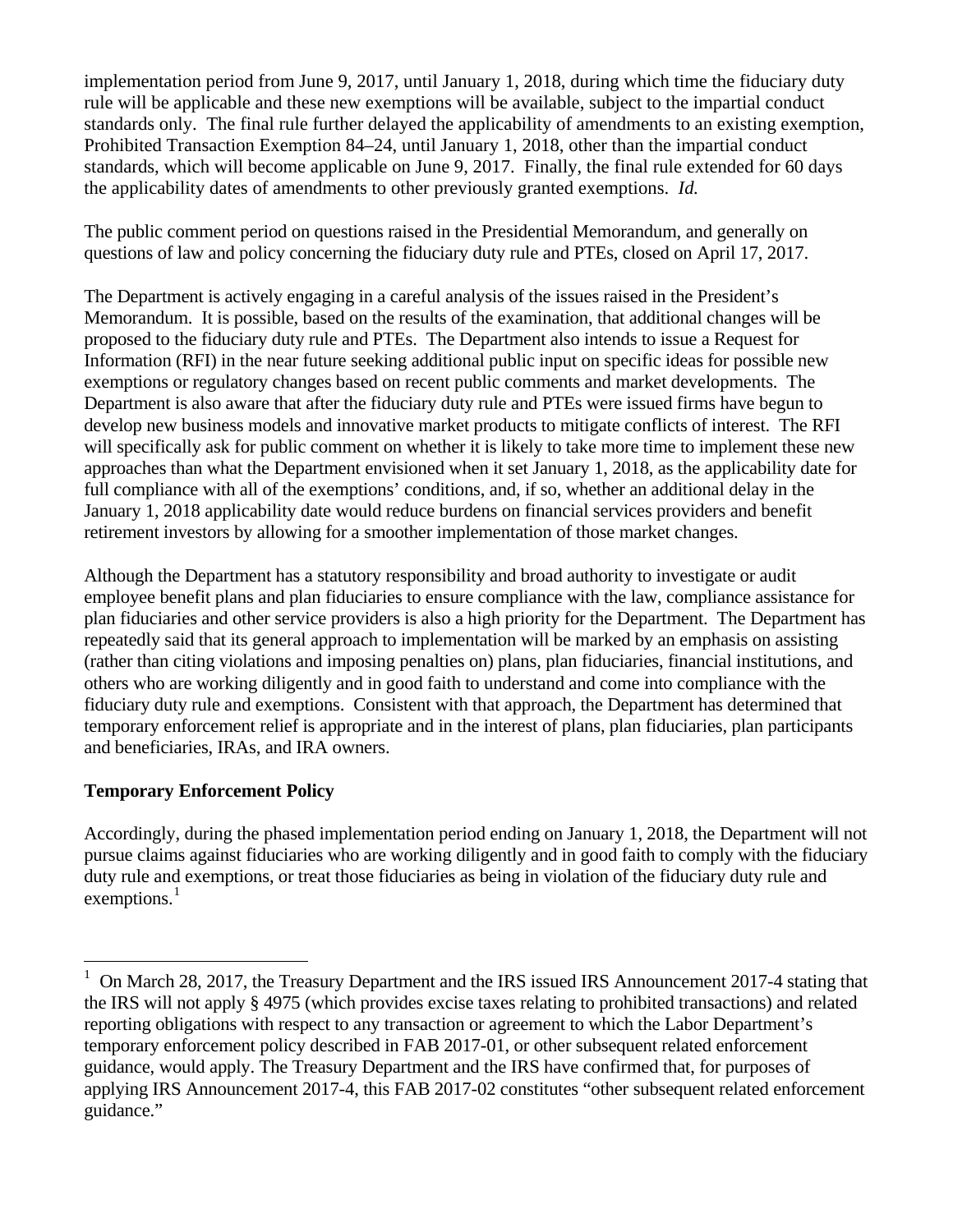implementation period from June 9, 2017, until January 1, 2018, during which time the fiduciary duty rule will be applicable and these new exemptions will be available, subject to the impartial conduct standards only. The final rule further delayed the applicability of amendments to an existing exemption, Prohibited Transaction Exemption 84–24, until January 1, 2018, other than the impartial conduct standards, which will become applicable on June 9, 2017. Finally, the final rule extended for 60 days the applicability dates of amendments to other previously granted exemptions. *Id.*

The public comment period on questions raised in the Presidential Memorandum, and generally on questions of law and policy concerning the fiduciary duty rule and PTEs, closed on April 17, 2017.

The Department is actively engaging in a careful analysis of the issues raised in the President's Memorandum. It is possible, based on the results of the examination, that additional changes will be proposed to the fiduciary duty rule and PTEs. The Department also intends to issue a Request for Information (RFI) in the near future seeking additional public input on specific ideas for possible new exemptions or regulatory changes based on recent public comments and market developments. The Department is also aware that after the fiduciary duty rule and PTEs were issued firms have begun to develop new business models and innovative market products to mitigate conflicts of interest. The RFI will specifically ask for public comment on whether it is likely to take more time to implement these new approaches than what the Department envisioned when it set January 1, 2018, as the applicability date for full compliance with all of the exemptions' conditions, and, if so, whether an additional delay in the January 1, 2018 applicability date would reduce burdens on financial services providers and benefit retirement investors by allowing for a smoother implementation of those market changes.

Although the Department has a statutory responsibility and broad authority to investigate or audit employee benefit plans and plan fiduciaries to ensure compliance with the law, compliance assistance for plan fiduciaries and other service providers is also a high priority for the Department. The Department has repeatedly said that its general approach to implementation will be marked by an emphasis on assisting (rather than citing violations and imposing penalties on) plans, plan fiduciaries, financial institutions, and others who are working diligently and in good faith to understand and come into compliance with the fiduciary duty rule and exemptions. Consistent with that approach, the Department has determined that temporary enforcement relief is appropriate and in the interest of plans, plan fiduciaries, plan participants and beneficiaries, IRAs, and IRA owners.

**Temporary Enforcement Policy**

Accordingly, during the phased implementation period ending on January 1, 2018, the Department will not pursue claims against fiduciaries who are working diligently and in good faith to comply with the fiduciary duty rule and exemptions, or treat those fiduciaries as being in violation of the fiduciary duty rule and exemptions.[1]

---

[1] On March 28, 2017, the Treasury Department and the IRS issued IRS Announcement 2017-4 stating that the IRS will not apply § 4975 (which provides excise taxes relating to prohibited transactions) and related reporting obligations with respect to any transaction or agreement to which the Labor Department's temporary enforcement policy described in FAB 2017-01, or other subsequent related enforcement guidance, would apply. The Treasury Department and the IRS have confirmed that, for purposes of applying IRS Announcement 2017-4, this FAB 2017-02 constitutes "other subsequent related enforcement guidance."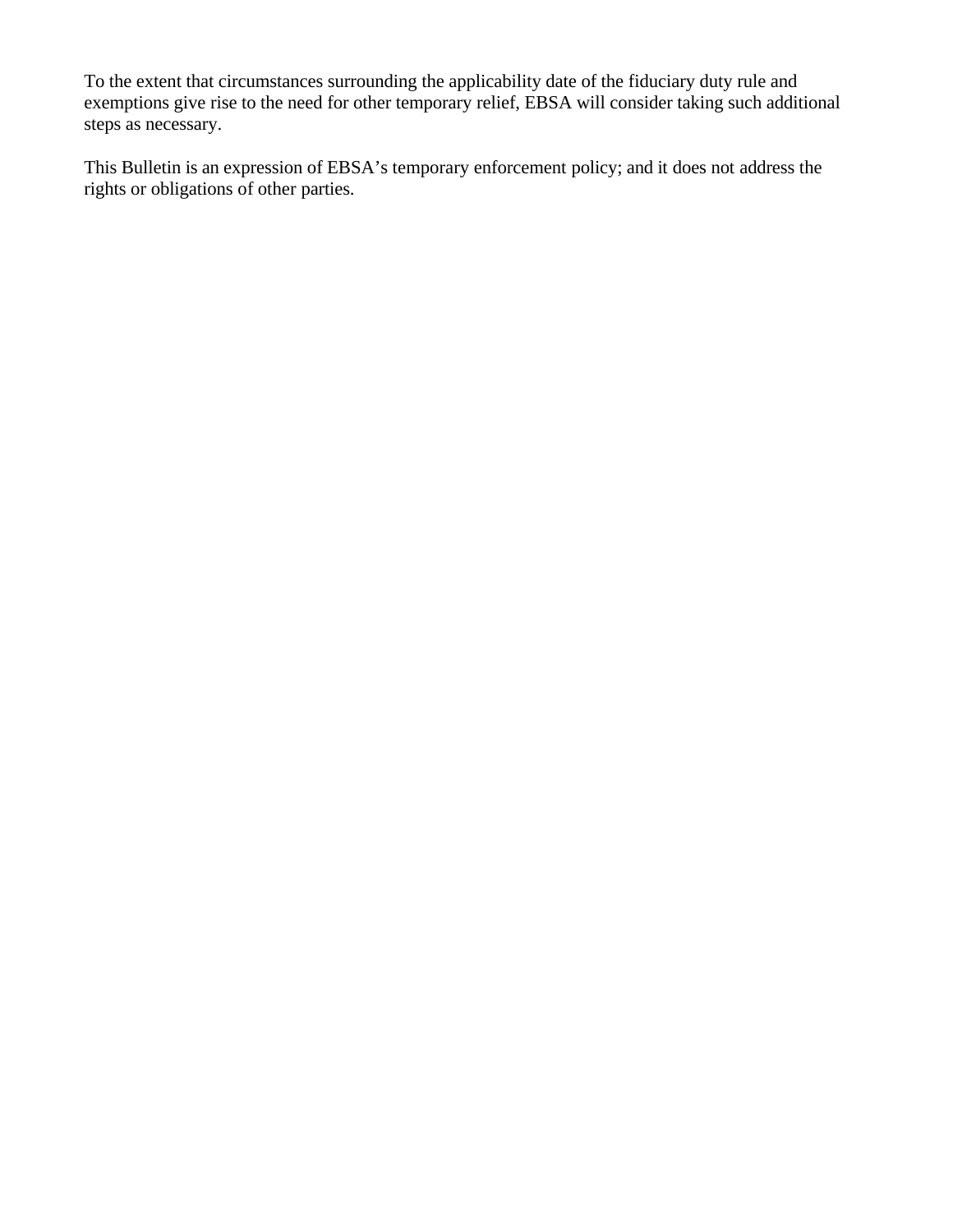To the extent that circumstances surrounding the applicability date of the fiduciary duty rule and exemptions give rise to the need for other temporary relief, EBSA will consider taking such additional steps as necessary.

This Bulletin is an expression of EBSA's temporary enforcement policy; and it does not address the rights or obligations of other parties.